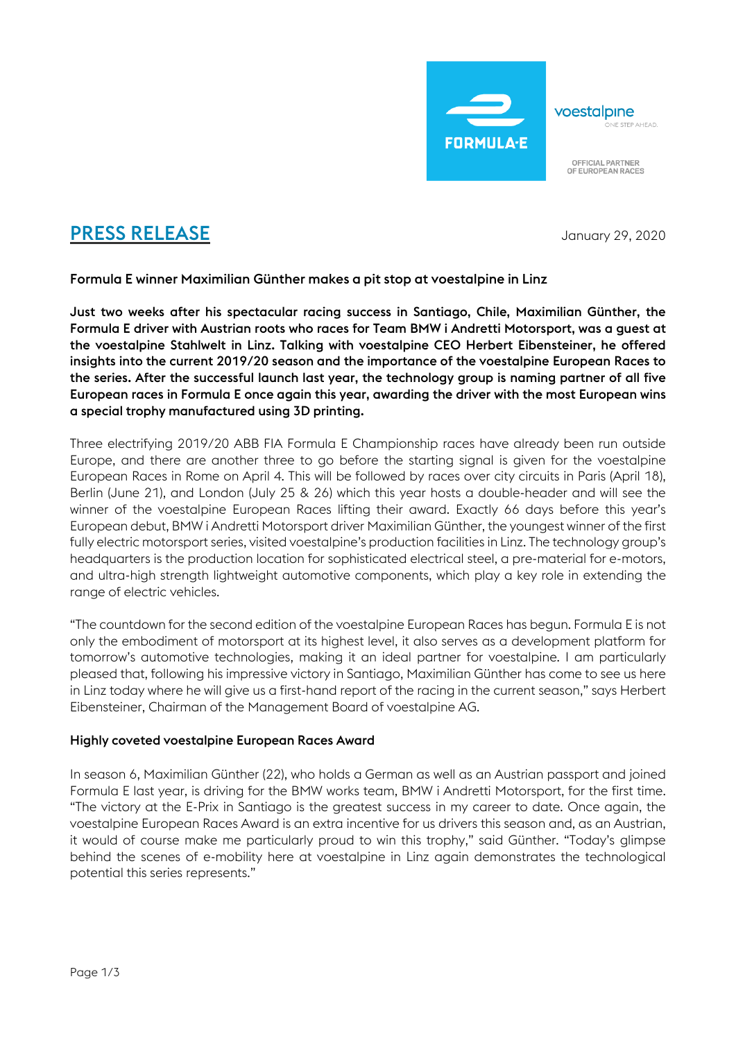FORMULA-E

voestalpine
ONE STEP AHEAD.

OFFICIAL PARTNER OF EUROPEAN RACES

# PRESS RELEASE

January 29, 2020

**Formula E winner Maximilian Günther makes a pit stop at voestalpine in Linz**

**Just two weeks after his spectacular racing success in Santiago, Chile, Maximilian Günther, the Formula E driver with Austrian roots who races for Team BMW i Andretti Motorsport, was a guest at the voestalpine Stahlwelt in Linz. Talking with voestalpine CEO Herbert Eibensteiner, he offered insights into the current 2019/20 season and the importance of the voestalpine European Races to the series. After the successful launch last year, the technology group is naming partner of all five European races in Formula E once again this year, awarding the driver with the most European wins a special trophy manufactured using 3D printing.**

Three electrifying 2019/20 ABB FIA Formula E Championship races have already been run outside Europe, and there are another three to go before the starting signal is given for the voestalpine European Races in Rome on April 4. This will be followed by races over city circuits in Paris (April 18), Berlin (June 21), and London (July 25 & 26) which this year hosts a double-header and will see the winner of the voestalpine European Races lifting their award. Exactly 66 days before this year's European debut, BMW i Andretti Motorsport driver Maximilian Günther, the youngest winner of the first fully electric motorsport series, visited voestalpine's production facilities in Linz. The technology group's headquarters is the production location for sophisticated electrical steel, a pre-material for e-motors, and ultra-high strength lightweight automotive components, which play a key role in extending the range of electric vehicles.

"The countdown for the second edition of the voestalpine European Races has begun. Formula E is not only the embodiment of motorsport at its highest level, it also serves as a development platform for tomorrow's automotive technologies, making it an ideal partner for voestalpine. I am particularly pleased that, following his impressive victory in Santiago, Maximilian Günther has come to see us here in Linz today where he will give us a first-hand report of the racing in the current season," says Herbert Eibensteiner, Chairman of the Management Board of voestalpine AG.

## Highly coveted voestalpine European Races Award

In season 6, Maximilian Günther (22), who holds a German as well as an Austrian passport and joined Formula E last year, is driving for the BMW works team, BMW i Andretti Motorsport, for the first time. "The victory at the E-Prix in Santiago is the greatest success in my career to date. Once again, the voestalpine European Races Award is an extra incentive for us drivers this season and, as an Austrian, it would of course make me particularly proud to win this trophy," said Günther. "Today's glimpse behind the scenes of e-mobility here at voestalpine in Linz again demonstrates the technological potential this series represents."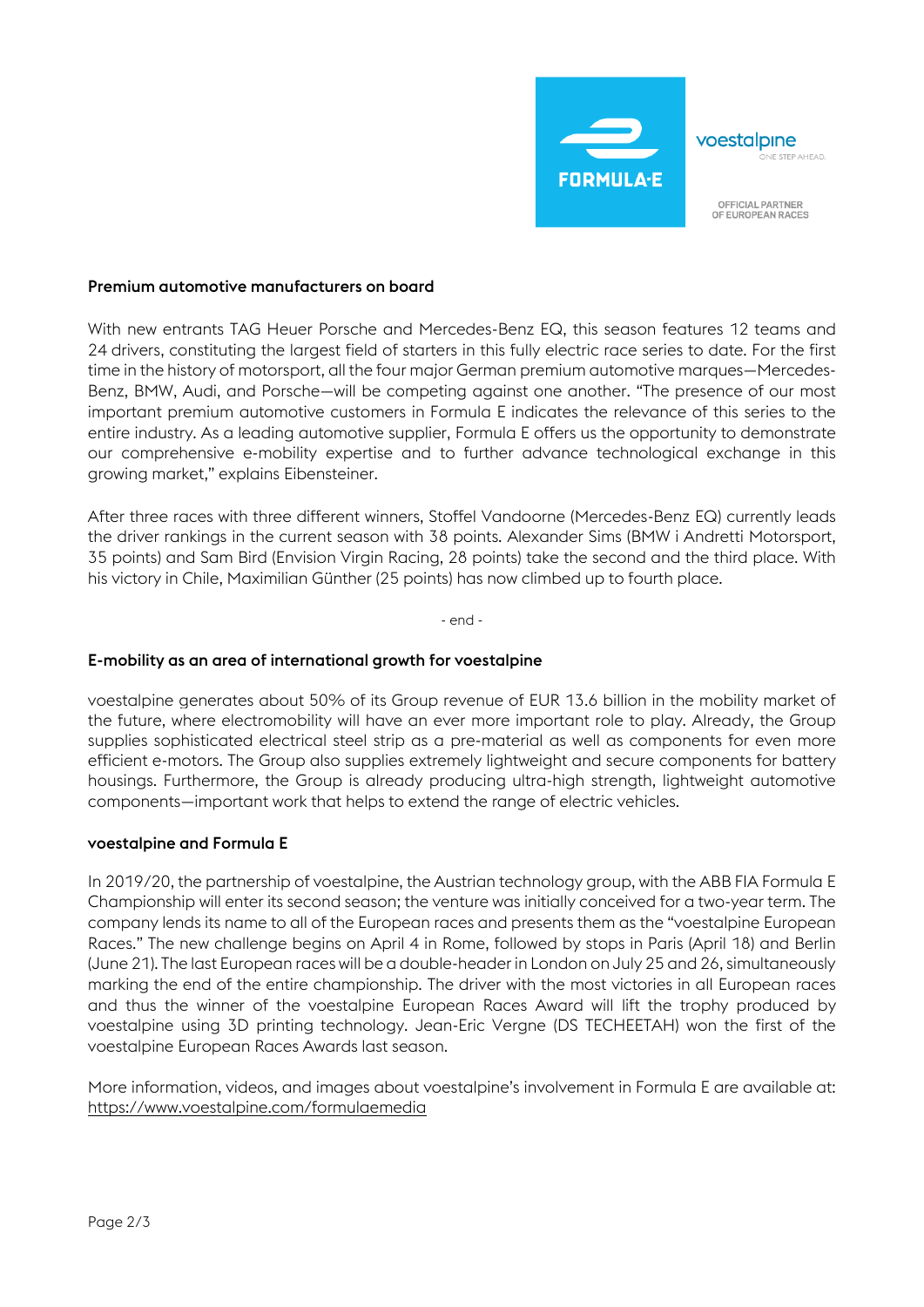## Premium automotive manufacturers on board

With new entrants TAG Heuer Porsche and Mercedes-Benz EQ, this season features 12 teams and 24 drivers, constituting the largest field of starters in this fully electric race series to date. For the first time in the history of motorsport, all the four major German premium automotive marques—Mercedes-Benz, BMW, Audi, and Porsche—will be competing against one another. "The presence of our most important premium automotive customers in Formula E indicates the relevance of this series to the entire industry. As a leading automotive supplier, Formula E offers us the opportunity to demonstrate our comprehensive e-mobility expertise and to further advance technological exchange in this growing market," explains Eibensteiner.

After three races with three different winners, Stoffel Vandoorne (Mercedes-Benz EQ) currently leads the driver rankings in the current season with 38 points. Alexander Sims (BMW i Andretti Motorsport, 35 points) and Sam Bird (Envision Virgin Racing, 28 points) take the second and the third place. With his victory in Chile, Maximilian Günther (25 points) has now climbed up to fourth place.

- end -

## E-mobility as an area of international growth for voestalpine

voestalpine generates about 50% of its Group revenue of EUR 13.6 billion in the mobility market of the future, where electromobility will have an ever more important role to play. Already, the Group supplies sophisticated electrical steel strip as a pre-material as well as components for even more efficient e-motors. The Group also supplies extremely lightweight and secure components for battery housings. Furthermore, the Group is already producing ultra-high strength, lightweight automotive components—important work that helps to extend the range of electric vehicles.

## voestalpine and Formula E

In 2019/20, the partnership of voestalpine, the Austrian technology group, with the ABB FIA Formula E Championship will enter its second season; the venture was initially conceived for a two-year term. The company lends its name to all of the European races and presents them as the "voestalpine European Races." The new challenge begins on April 4 in Rome, followed by stops in Paris (April 18) and Berlin (June 21). The last European races will be a double-header in London on July 25 and 26, simultaneously marking the end of the entire championship. The driver with the most victories in all European races and thus the winner of the voestalpine European Races Award will lift the trophy produced by voestalpine using 3D printing technology. Jean-Eric Vergne (DS TECHEETAH) won the first of the voestalpine European Races Awards last season.

More information, videos, and images about voestalpine's involvement in Formula E are available at: https://www.voestalpine.com/formulaemedia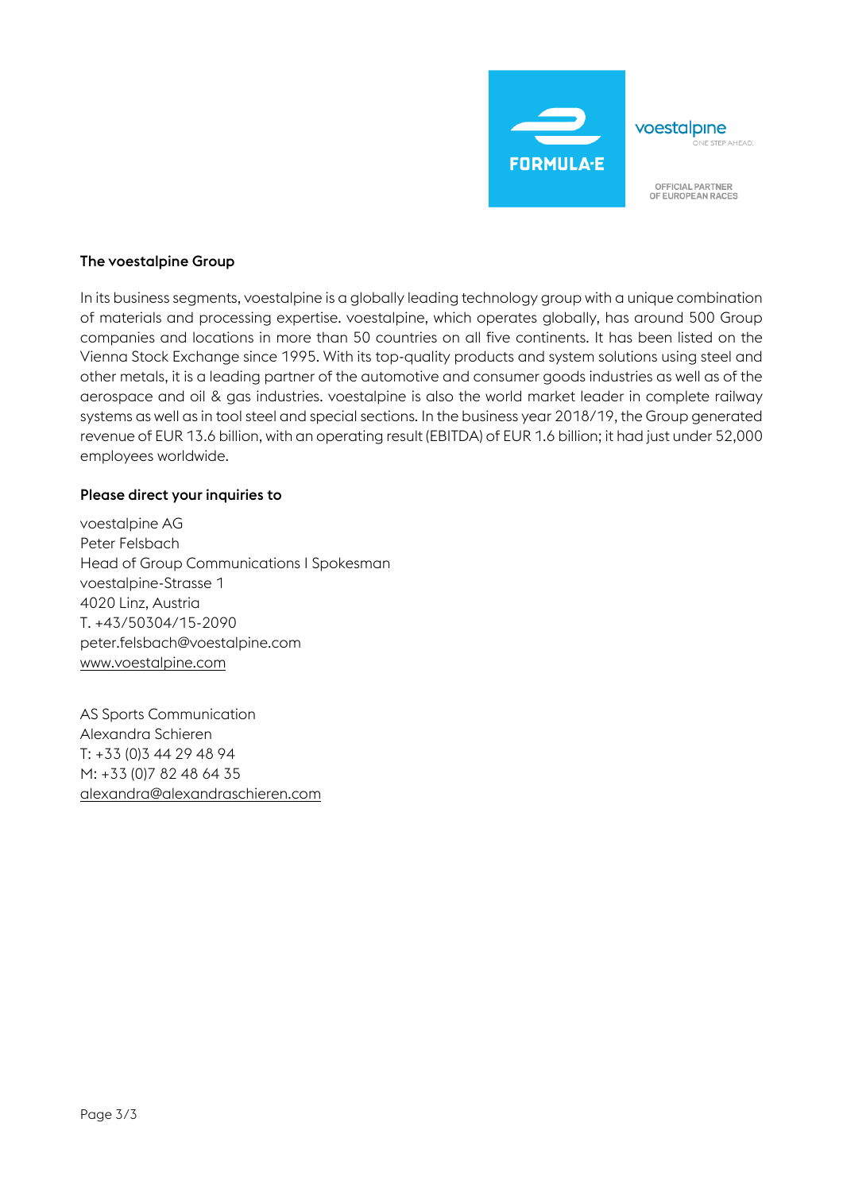## The voestalpine Group

In its business segments, voestalpine is a globally leading technology group with a unique combination of materials and processing expertise. voestalpine, which operates globally, has around 500 Group companies and locations in more than 50 countries on all five continents. It has been listed on the Vienna Stock Exchange since 1995. With its top-quality products and system solutions using steel and other metals, it is a leading partner of the automotive and consumer goods industries as well as of the aerospace and oil & gas industries. voestalpine is also the world market leader in complete railway systems as well as in tool steel and special sections. In the business year 2018/19, the Group generated revenue of EUR 13.6 billion, with an operating result (EBITDA) of EUR 1.6 billion; it had just under 52,000 employees worldwide.

## Please direct your inquiries to

voestalpine AG
Peter Felsbach
Head of Group Communications I Spokesman
voestalpine-Strasse 1
4020 Linz, Austria
T. +43/50304/15-2090
peter.felsbach@voestalpine.com
www.voestalpine.com

AS Sports Communication
Alexandra Schieren
T: +33 (0)3 44 29 48 94
M: +33 (0)7 82 48 64 35
alexandra@alexandraschieren.com